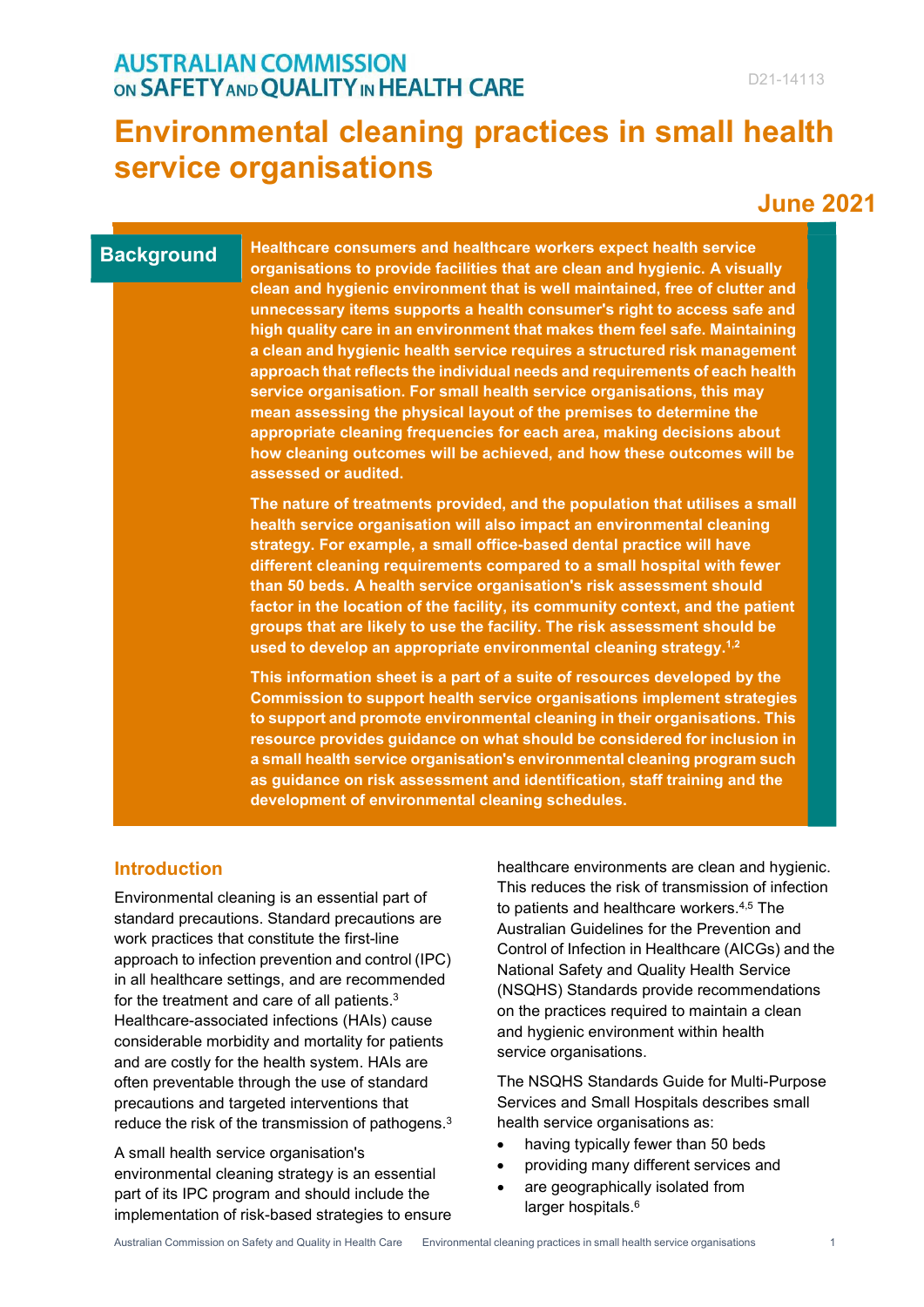AUSTRALIAN COMMISSION ON SAFETY AND QUALITY IN HEALTH CARE

D21-14113

# Environmental cleaning practices in small health service organisations

**June 2021**

## Background

**Healthcare consumers and healthcare workers expect health service organisations to provide facilities that are clean and hygienic. A visually clean and hygienic environment that is well maintained, free of clutter and unnecessary items supports a health consumer's right to access safe and high quality care in an environment that makes them feel safe. Maintaining a clean and hygienic health service requires a structured risk management approach that reflects the individual needs and requirements of each health service organisation. For small health service organisations, this may mean assessing the physical layout of the premises to determine the appropriate cleaning frequencies for each area, making decisions about how cleaning outcomes will be achieved, and how these outcomes will be assessed or audited.**

**The nature of treatments provided, and the population that utilises a small health service organisation will also impact an environmental cleaning strategy. For example, a small office-based dental practice will have different cleaning requirements compared to a small hospital with fewer than 50 beds. A health service organisation's risk assessment should factor in the location of the facility, its community context, and the patient groups that are likely to use the facility. The risk assessment should be used to develop an appropriate environmental cleaning strategy.[1,2]**

**This information sheet is a part of a suite of resources developed by the Commission to support health service organisations implement strategies to support and promote environmental cleaning in their organisations. This resource provides guidance on what should be considered for inclusion in a small health service organisation's environmental cleaning program such as guidance on risk assessment and identification, staff training and the development of environmental cleaning schedules.**

## Introduction

Environmental cleaning is an essential part of standard precautions. Standard precautions are work practices that constitute the first-line approach to infection prevention and control (IPC) in all healthcare settings, and are recommended for the treatment and care of all patients.[3] Healthcare-associated infections (HAIs) cause considerable morbidity and mortality for patients and are costly for the health system. HAIs are often preventable through the use of standard precautions and targeted interventions that reduce the risk of the transmission of pathogens.[3]

A small health service organisation's environmental cleaning strategy is an essential part of its IPC program and should include the implementation of risk-based strategies to ensure healthcare environments are clean and hygienic. This reduces the risk of transmission of infection to patients and healthcare workers.[4,5] The Australian Guidelines for the Prevention and Control of Infection in Healthcare (AICGs) and the National Safety and Quality Health Service (NSQHS) Standards provide recommendations on the practices required to maintain a clean and hygienic environment within health service organisations.

The NSQHS Standards Guide for Multi-Purpose Services and Small Hospitals describes small health service organisations as:

- having typically fewer than 50 beds
- providing many different services and
- are geographically isolated from larger hospitals.[6]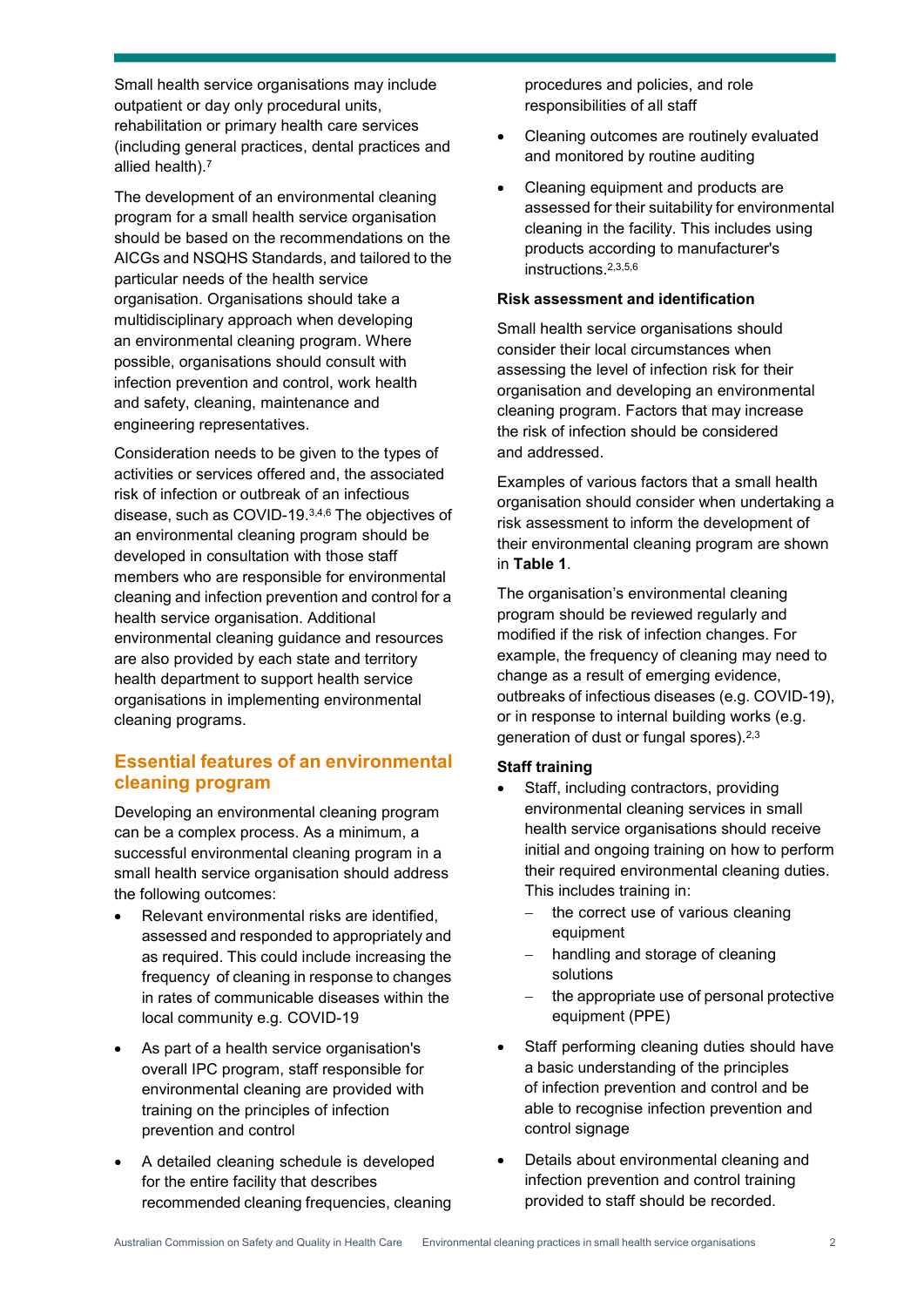Small health service organisations may include outpatient or day only procedural units, rehabilitation or primary health care services (including general practices, dental practices and allied health).[7]

The development of an environmental cleaning program for a small health service organisation should be based on the recommendations on the AICGs and NSQHS Standards, and tailored to the particular needs of the health service organisation. Organisations should take a multidisciplinary approach when developing an environmental cleaning program. Where possible, organisations should consult with infection prevention and control, work health and safety, cleaning, maintenance and engineering representatives.

Consideration needs to be given to the types of activities or services offered and, the associated risk of infection or outbreak of an infectious disease, such as COVID-19.[3,4,6] The objectives of an environmental cleaning program should be developed in consultation with those staff members who are responsible for environmental cleaning and infection prevention and control for a health service organisation. Additional environmental cleaning guidance and resources are also provided by each state and territory health department to support health service organisations in implementing environmental cleaning programs.

## Essential features of an environmental cleaning program

Developing an environmental cleaning program can be a complex process. As a minimum, a successful environmental cleaning program in a small health service organisation should address the following outcomes:

- Relevant environmental risks are identified, assessed and responded to appropriately and as required. This could include increasing the frequency of cleaning in response to changes in rates of communicable diseases within the local community e.g. COVID-19
- As part of a health service organisation's overall IPC program, staff responsible for environmental cleaning are provided with training on the principles of infection prevention and control
- A detailed cleaning schedule is developed for the entire facility that describes recommended cleaning frequencies, cleaning procedures and policies, and role responsibilities of all staff
- Cleaning outcomes are routinely evaluated and monitored by routine auditing
- Cleaning equipment and products are assessed for their suitability for environmental cleaning in the facility. This includes using products according to manufacturer's instructions.[2,3,5,6]

**Risk assessment and identification**

Small health service organisations should consider their local circumstances when assessing the level of infection risk for their organisation and developing an environmental cleaning program. Factors that may increase the risk of infection should be considered and addressed.

Examples of various factors that a small health organisation should consider when undertaking a risk assessment to inform the development of their environmental cleaning program are shown in **Table 1**.

The organisation's environmental cleaning program should be reviewed regularly and modified if the risk of infection changes. For example, the frequency of cleaning may need to change as a result of emerging evidence, outbreaks of infectious diseases (e.g. COVID-19), or in response to internal building works (e.g. generation of dust or fungal spores).[2,3]

**Staff training**

- Staff, including contractors, providing environmental cleaning services in small health service organisations should receive initial and ongoing training on how to perform their required environmental cleaning duties. This includes training in:
  - the correct use of various cleaning equipment
  - handling and storage of cleaning solutions
  - the appropriate use of personal protective equipment (PPE)
- Staff performing cleaning duties should have a basic understanding of the principles of infection prevention and control and be able to recognise infection prevention and control signage
- Details about environmental cleaning and infection prevention and control training provided to staff should be recorded.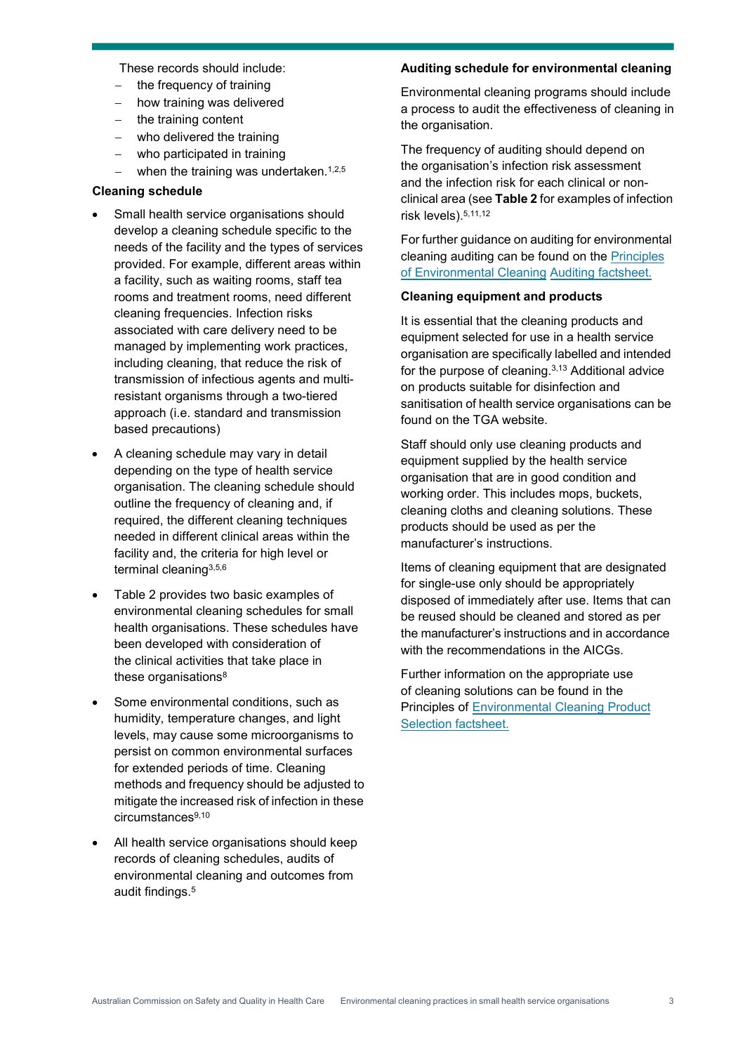These records should include:

- the frequency of training
- how training was delivered
- the training content
- who delivered the training
- who participated in training
- when the training was undertaken.[1,2,5]

**Cleaning schedule**

- Small health service organisations should develop a cleaning schedule specific to the needs of the facility and the types of services provided. For example, different areas within a facility, such as waiting rooms, staff tea rooms and treatment rooms, need different cleaning frequencies. Infection risks associated with care delivery need to be managed by implementing work practices, including cleaning, that reduce the risk of transmission of infectious agents and multi-resistant organisms through a two-tiered approach (i.e. standard and transmission based precautions)
- A cleaning schedule may vary in detail depending on the type of health service organisation. The cleaning schedule should outline the frequency of cleaning and, if required, the different cleaning techniques needed in different clinical areas within the facility and, the criteria for high level or terminal cleaning[3,5,6]
- Table 2 provides two basic examples of environmental cleaning schedules for small health organisations. These schedules have been developed with consideration of the clinical activities that take place in these organisations[8]
- Some environmental conditions, such as humidity, temperature changes, and light levels, may cause some microorganisms to persist on common environmental surfaces for extended periods of time. Cleaning methods and frequency should be adjusted to mitigate the increased risk of infection in these circumstances[9,10]
- All health service organisations should keep records of cleaning schedules, audits of environmental cleaning and outcomes from audit findings.[5]

**Auditing schedule for environmental cleaning**

Environmental cleaning programs should include a process to audit the effectiveness of cleaning in the organisation.

The frequency of auditing should depend on the organisation's infection risk assessment and the infection risk for each clinical or non-clinical area (see **Table 2** for examples of infection risk levels).[5,11,12]

For further guidance on auditing for environmental cleaning auditing can be found on the Principles of Environmental Cleaning Auditing factsheet.

**Cleaning equipment and products**

It is essential that the cleaning products and equipment selected for use in a health service organisation are specifically labelled and intended for the purpose of cleaning.[3,13] Additional advice on products suitable for disinfection and sanitisation of health service organisations can be found on the TGA website.

Staff should only use cleaning products and equipment supplied by the health service organisation that are in good condition and working order. This includes mops, buckets, cleaning cloths and cleaning solutions. These products should be used as per the manufacturer's instructions.

Items of cleaning equipment that are designated for single-use only should be appropriately disposed of immediately after use. Items that can be reused should be cleaned and stored as per the manufacturer's instructions and in accordance with the recommendations in the AICGs.

Further information on the appropriate use of cleaning solutions can be found in the Principles of Environmental Cleaning Product Selection factsheet.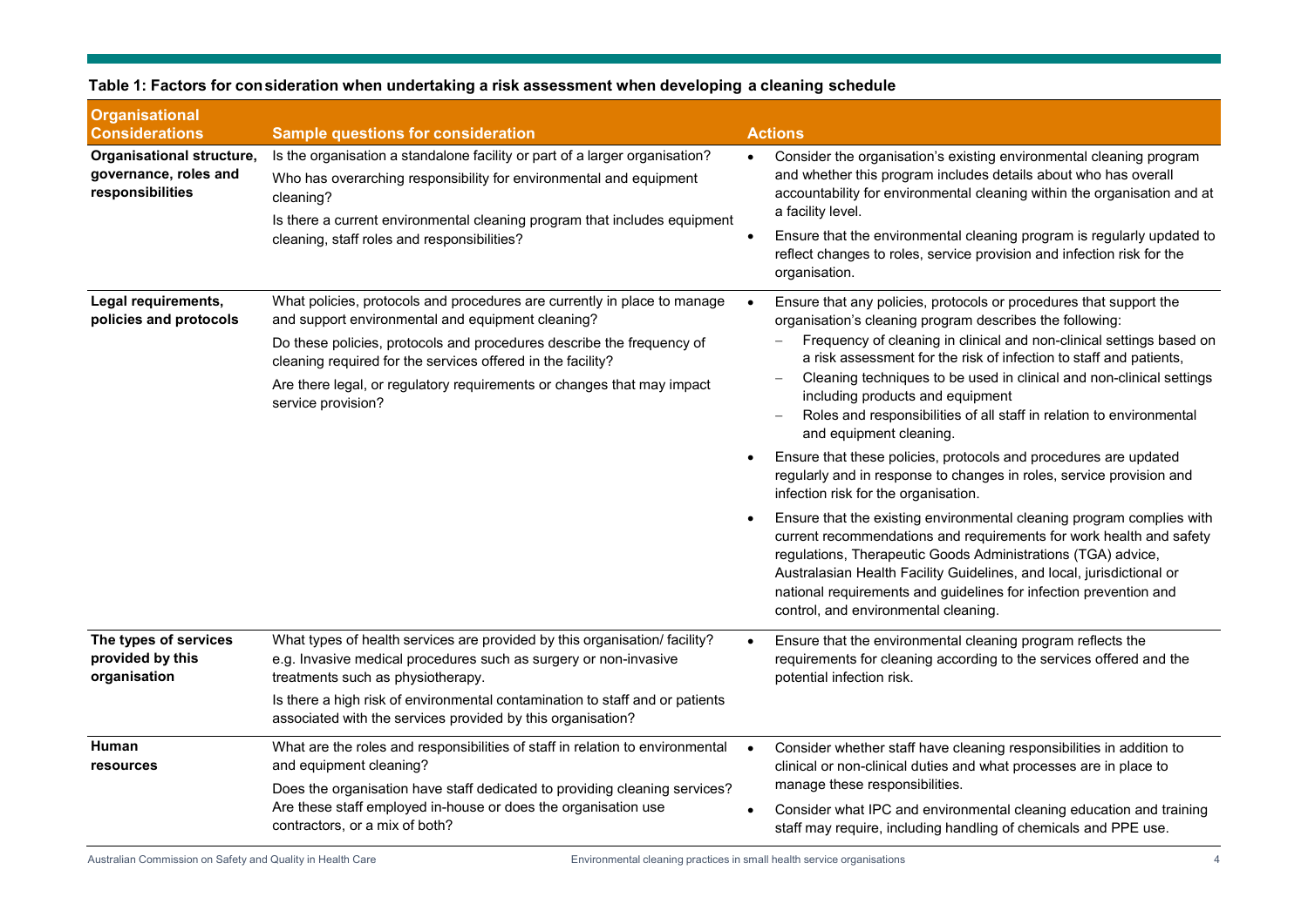**Table 1: Factors for consideration when undertaking a risk assessment when developing a cleaning schedule**

| Organisational Considerations | Sample questions for consideration | Actions |
|---|---|---|
| **Organisational structure, governance, roles and responsibilities** | Is the organisation a standalone facility or part of a larger organisation?<br>Who has overarching responsibility for environmental and equipment cleaning?<br>Is there a current environmental cleaning program that includes equipment cleaning, staff roles and responsibilities? | • Consider the organisation's existing environmental cleaning program and whether this program includes details about who has overall accountability for environmental cleaning within the organisation and at a facility level.<br>• Ensure that the environmental cleaning program is regularly updated to reflect changes to roles, service provision and infection risk for the organisation. |
| **Legal requirements, policies and protocols** | What policies, protocols and procedures are currently in place to manage and support environmental and equipment cleaning?<br>Do these policies, protocols and procedures describe the frequency of cleaning required for the services offered in the facility?<br>Are there legal, or regulatory requirements or changes that may impact service provision? | • Ensure that any policies, protocols or procedures that support the organisation's cleaning program describes the following:<br>– Frequency of cleaning in clinical and non-clinical settings based on a risk assessment for the risk of infection to staff and patients,<br>– Cleaning techniques to be used in clinical and non-clinical settings including products and equipment<br>– Roles and responsibilities of all staff in relation to environmental and equipment cleaning.<br>• Ensure that these policies, protocols and procedures are updated regularly and in response to changes in roles, service provision and infection risk for the organisation.<br>• Ensure that the existing environmental cleaning program complies with current recommendations and requirements for work health and safety regulations, Therapeutic Goods Administrations (TGA) advice, Australasian Health Facility Guidelines, and local, jurisdictional or national requirements and guidelines for infection prevention and control, and environmental cleaning. |
| **The types of services provided by this organisation** | What types of health services are provided by this organisation/ facility? e.g. Invasive medical procedures such as surgery or non-invasive treatments such as physiotherapy.<br>Is there a high risk of environmental contamination to staff and or patients associated with the services provided by this organisation? | • Ensure that the environmental cleaning program reflects the requirements for cleaning according to the services offered and the potential infection risk. |
| **Human resources** | What are the roles and responsibilities of staff in relation to environmental and equipment cleaning?<br>Does the organisation have staff dedicated to providing cleaning services? Are these staff employed in-house or does the organisation use contractors, or a mix of both? | • Consider whether staff have cleaning responsibilities in addition to clinical or non-clinical duties and what processes are in place to manage these responsibilities.<br>• Consider what IPC and environmental cleaning education and training staff may require, including handling of chemicals and PPE use. |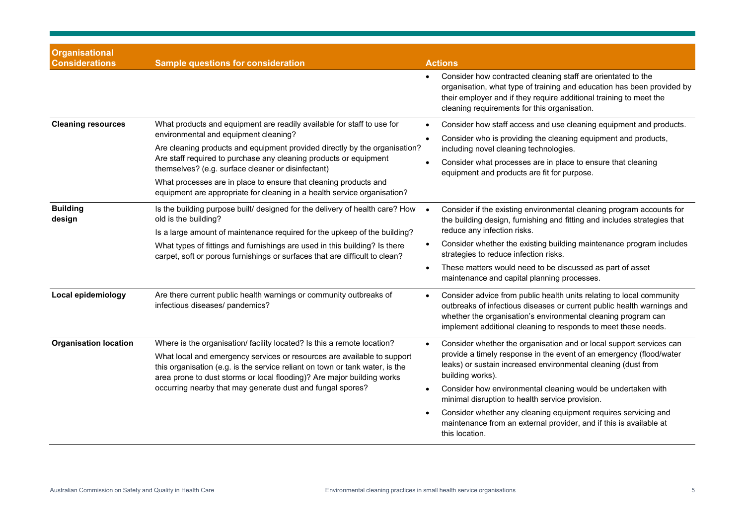| Organisational Considerations | Sample questions for consideration | Actions |
| --- | --- | --- |
| | | • Consider how contracted cleaning staff are orientated to the organisation, what type of training and education has been provided by their employer and if they require additional training to meet the cleaning requirements for this organisation. |
| **Cleaning resources** | What products and equipment are readily available for staff to use for environmental and equipment cleaning?<br>Are cleaning products and equipment provided directly by the organisation? Are staff required to purchase any cleaning products or equipment themselves? (e.g. surface cleaner or disinfectant)<br>What processes are in place to ensure that cleaning products and equipment are appropriate for cleaning in a health service organisation? | • Consider how staff access and use cleaning equipment and products.<br>• Consider who is providing the cleaning equipment and products, including novel cleaning technologies.<br>• Consider what processes are in place to ensure that cleaning equipment and products are fit for purpose. |
| **Building design** | Is the building purpose built/ designed for the delivery of health care? How old is the building?<br>Is a large amount of maintenance required for the upkeep of the building?<br>What types of fittings and furnishings are used in this building? Is there carpet, soft or porous furnishings or surfaces that are difficult to clean? | • Consider if the existing environmental cleaning program accounts for the building design, furnishing and fitting and includes strategies that reduce any infection risks.<br>• Consider whether the existing building maintenance program includes strategies to reduce infection risks.<br>• These matters would need to be discussed as part of asset maintenance and capital planning processes. |
| **Local epidemiology** | Are there current public health warnings or community outbreaks of infectious diseases/ pandemics? | • Consider advice from public health units relating to local community outbreaks of infectious diseases or current public health warnings and whether the organisation's environmental cleaning program can implement additional cleaning to responds to meet these needs. |
| **Organisation location** | Where is the organisation/ facility located? Is this a remote location?<br>What local and emergency services or resources are available to support this organisation (e.g. is the service reliant on town or tank water, is the area prone to dust storms or local flooding)? Are major building works occurring nearby that may generate dust and fungal spores? | • Consider whether the organisation and or local support services can provide a timely response in the event of an emergency (flood/water leaks) or sustain increased environmental cleaning (dust from building works).<br>• Consider how environmental cleaning would be undertaken with minimal disruption to health service provision.<br>• Consider whether any cleaning equipment requires servicing and maintenance from an external provider, and if this is available at this location. |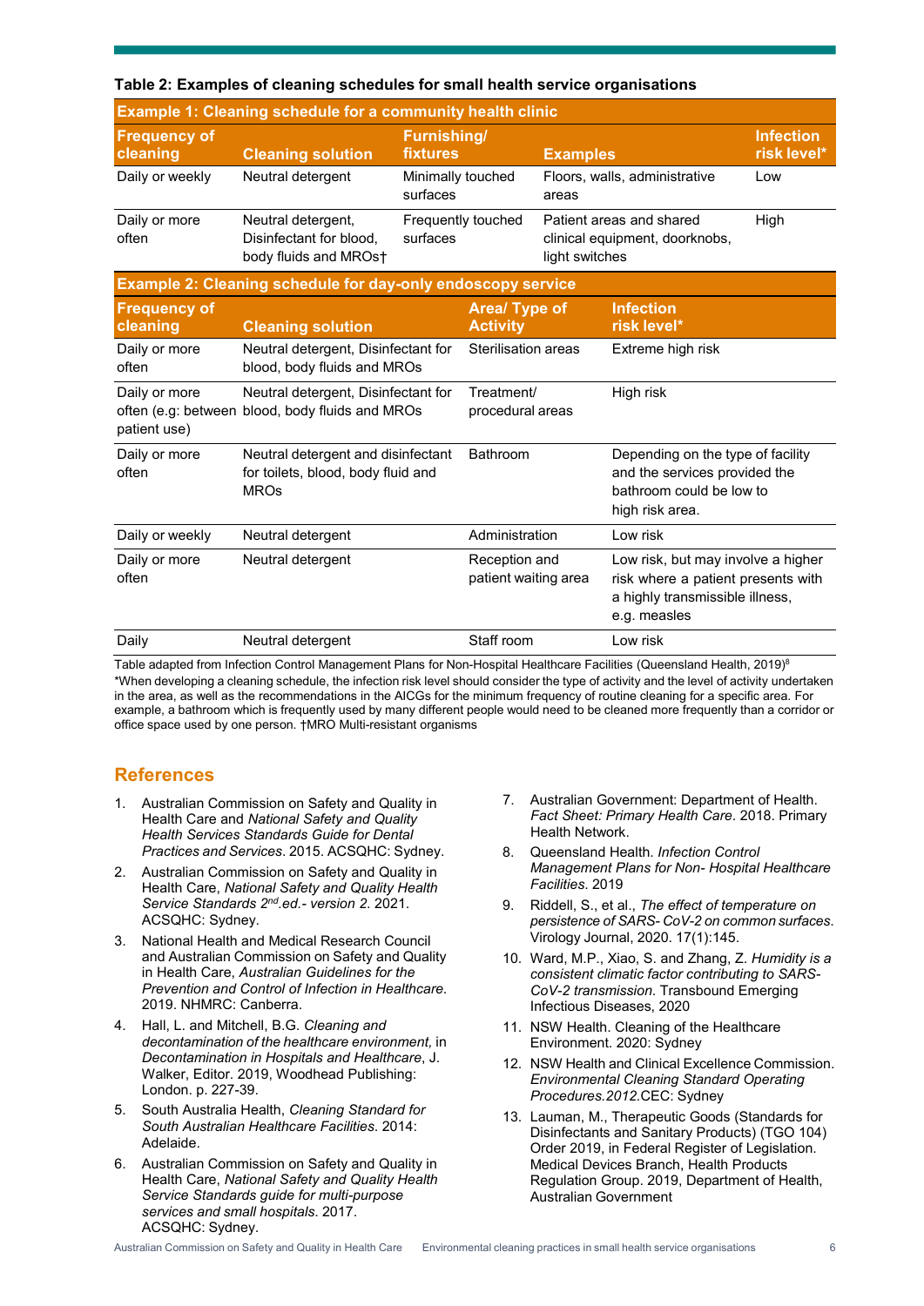**Table 2: Examples of cleaning schedules for small health service organisations**

**Example 1: Cleaning schedule for a community health clinic**

| Frequency of cleaning | Cleaning solution | Furnishing/ fixtures | Examples | Infection risk level* |
|---|---|---|---|---|
| Daily or weekly | Neutral detergent | Minimally touched surfaces | Floors, walls, administrative areas | Low |
| Daily or more often | Neutral detergent, Disinfectant for blood, body fluids and MROs† | Frequently touched surfaces | Patient areas and shared clinical equipment, doorknobs, light switches | High |

**Example 2: Cleaning schedule for day-only endoscopy service**

| Frequency of cleaning | Cleaning solution | Area/ Type of Activity | Infection risk level* |
|---|---|---|---|
| Daily or more often | Neutral detergent, Disinfectant for blood, body fluids and MROs | Sterilisation areas | Extreme high risk |
| Daily or more often (e.g: between patient use) | Neutral detergent, Disinfectant for blood, body fluids and MROs | Treatment/ procedural areas | High risk |
| Daily or more often | Neutral detergent and disinfectant for toilets, blood, body fluid and MROs | Bathroom | Depending on the type of facility and the services provided the bathroom could be low to high risk area. |
| Daily or weekly | Neutral detergent | Administration | Low risk |
| Daily or more often | Neutral detergent | Reception and patient waiting area | Low risk, but may involve a higher risk where a patient presents with a highly transmissible illness, e.g. measles |
| Daily | Neutral detergent | Staff room | Low risk |

Table adapted from Infection Control Management Plans for Non-Hospital Healthcare Facilities (Queensland Health, 2019)[8]

*When developing a cleaning schedule, the infection risk level should consider the type of activity and the level of activity undertaken in the area, as well as the recommendations in the AICGs for the minimum frequency of routine cleaning for a specific area. For example, a bathroom which is frequently used by many different people would need to be cleaned more frequently than a corridor or office space used by one person. †MRO Multi-resistant organisms

## References

1. Australian Commission on Safety and Quality in Health Care and *National Safety and Quality Health Services Standards Guide for Dental Practices and Services*. 2015. ACSQHC: Sydney.
2. Australian Commission on Safety and Quality in Health Care, *National Safety and Quality Health Service Standards 2nd.ed.- version 2*. 2021. ACSQHC: Sydney.
3. National Health and Medical Research Council and Australian Commission on Safety and Quality in Health Care, *Australian Guidelines for the Prevention and Control of Infection in Healthcare*. 2019. NHMRC: Canberra.
4. Hall, L. and Mitchell, B.G. *Cleaning and decontamination of the healthcare environment,* in *Decontamination in Hospitals and Healthcare*, J. Walker, Editor. 2019, Woodhead Publishing: London. p. 227-39.
5. South Australia Health, *Cleaning Standard for South Australian Healthcare Facilities*. 2014: Adelaide.
6. Australian Commission on Safety and Quality in Health Care, *National Safety and Quality Health Service Standards guide for multi-purpose services and small hospitals*. 2017. ACSQHC: Sydney.
7. Australian Government: Department of Health. *Fact Sheet: Primary Health Care*. 2018. Primary Health Network.
8. Queensland Health. *Infection Control Management Plans for Non- Hospital Healthcare Facilities*. 2019
9. Riddell, S., et al., *The effect of temperature on persistence of SARS- CoV-2 on common surfaces*. Virology Journal, 2020. 17(1):145.
10. Ward, M.P., Xiao, S. and Zhang, Z. *Humidity is a consistent climatic factor contributing to SARS-CoV-2 transmission*. Transbound Emerging Infectious Diseases, 2020
11. NSW Health. Cleaning of the Healthcare Environment. 2020: Sydney
12. NSW Health and Clinical Excellence Commission. *Environmental Cleaning Standard Operating Procedures.2012*.CEC: Sydney
13. Lauman, M., Therapeutic Goods (Standards for Disinfectants and Sanitary Products) (TGO 104) Order 2019, in Federal Register of Legislation. Medical Devices Branch, Health Products Regulation Group. 2019, Department of Health, Australian Government